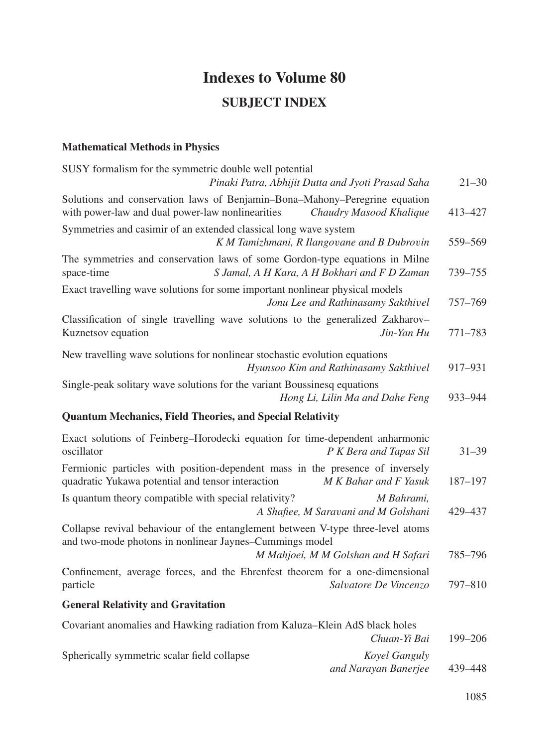# Indexes to Volume 80

## SUBJECT INDEX

### Mathematical Methods in Physics

SUSY formalism for the symmetric double well potential
*Pinaki Patra, Abhijit Dutta and Jyoti Prasad Saha* 21–30

Solutions and conservation laws of Benjamin–Bona–Mahony–Peregrine equation with power-law and dual power-law nonlinearities *Chaudry Masood Khalique* 413–427

Symmetries and casimir of an extended classical long wave system
*K M Tamizhmani, R Ilangovane and B Dubrovin* 559–569

The symmetries and conservation laws of some Gordon-type equations in Milne space-time *S Jamal, A H Kara, A H Bokhari and F D Zaman* 739–755

Exact travelling wave solutions for some important nonlinear physical models
*Jonu Lee and Rathinasamy Sakthivel* 757–769

Classification of single travelling wave solutions to the generalized Zakharov–Kuznetsov equation *Jin-Yan Hu* 771–783

New travelling wave solutions for nonlinear stochastic evolution equations
*Hyunsoo Kim and Rathinasamy Sakthivel* 917–931

Single-peak solitary wave solutions for the variant Boussinesq equations
*Hong Li, Lilin Ma and Dahe Feng* 933–944

### Quantum Mechanics, Field Theories, and Special Relativity

Exact solutions of Feinberg–Horodecki equation for time-dependent anharmonic oscillator *P K Bera and Tapas Sil* 31–39

Fermionic particles with position-dependent mass in the presence of inversely quadratic Yukawa potential and tensor interaction *M K Bahar and F Yasuk* 187–197

Is quantum theory compatible with special relativity? *M Bahrami, A Shafiee, M Saravani and M Golshani* 429–437

Collapse revival behaviour of the entanglement between V-type three-level atoms and two-mode photons in nonlinear Jaynes–Cummings model
*M Mahjoei, M M Golshan and H Safari* 785–796

Confinement, average forces, and the Ehrenfest theorem for a one-dimensional particle *Salvatore De Vincenzo* 797–810

### General Relativity and Gravitation

Covariant anomalies and Hawking radiation from Kaluza–Klein AdS black holes
*Chuan-Yi Bai* 199–206

Spherically symmetric scalar field collapse *Koyel Ganguly and Narayan Banerjee* 439–448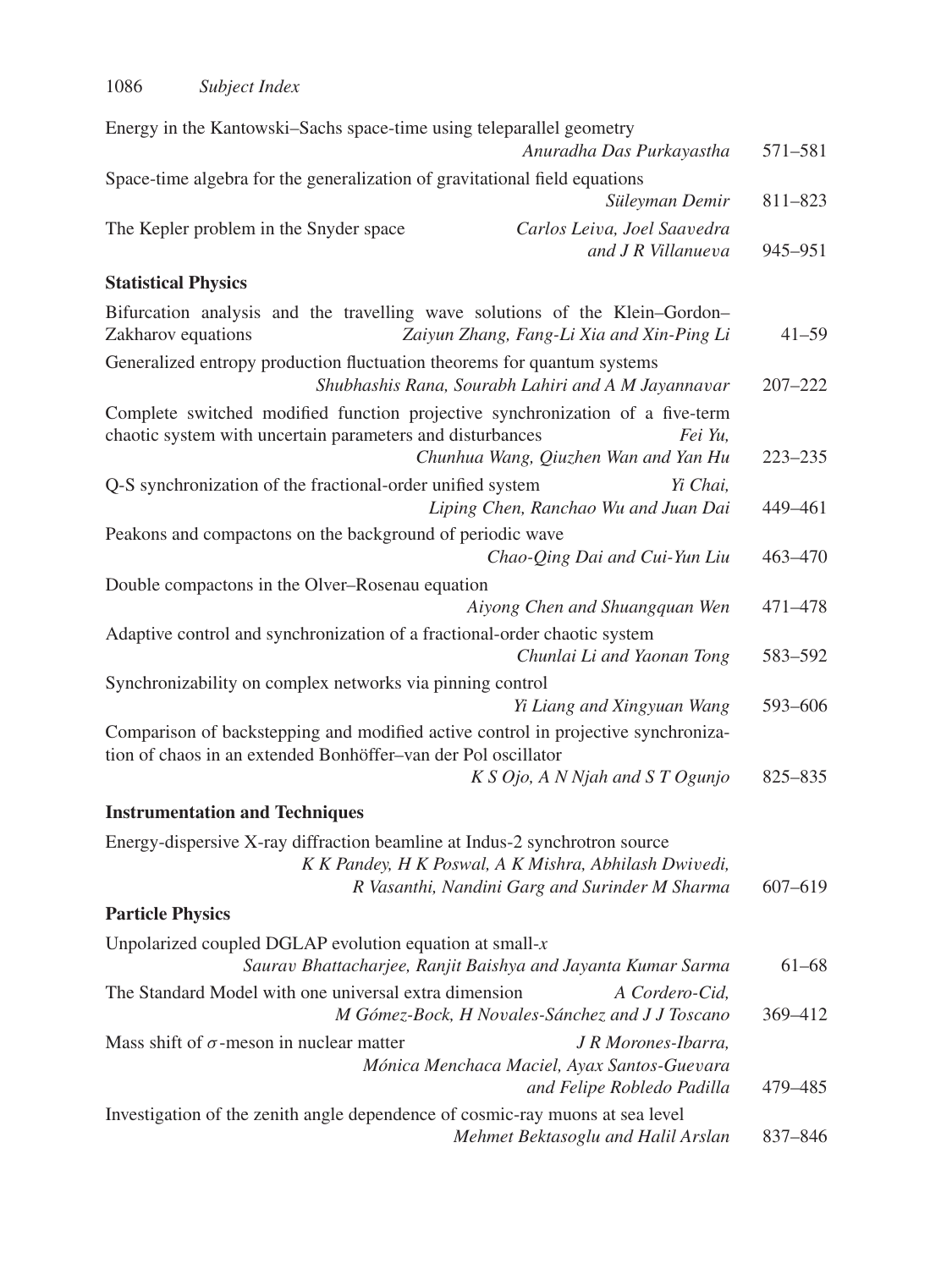Energy in the Kantowski–Sachs space-time using teleparallel geometry
*Anuradha Das Purkayastha* 571–581

Space-time algebra for the generalization of gravitational field equations
*Süleyman Demir* 811–823

The Kepler problem in the Snyder space *Carlos Leiva, Joel Saavedra and J R Villanueva* 945–951

**Statistical Physics**

Bifurcation analysis and the travelling wave solutions of the Klein–Gordon–Zakharov equations *Zaiyun Zhang, Fang-Li Xia and Xin-Ping Li* 41–59

Generalized entropy production fluctuation theorems for quantum systems
*Shubhashis Rana, Sourabh Lahiri and A M Jayannavar* 207–222

Complete switched modified function projective synchronization of a five-term chaotic system with uncertain parameters and disturbances *Fei Yu, Chunhua Wang, Qiuzhen Wan and Yan Hu* 223–235

Q-S synchronization of the fractional-order unified system *Yi Chai, Liping Chen, Ranchao Wu and Juan Dai* 449–461

Peakons and compactons on the background of periodic wave
*Chao-Qing Dai and Cui-Yun Liu* 463–470

Double compactons in the Olver–Rosenau equation
*Aiyong Chen and Shuangquan Wen* 471–478

Adaptive control and synchronization of a fractional-order chaotic system
*Chunlai Li and Yaonan Tong* 583–592

Synchronizability on complex networks via pinning control
*Yi Liang and Xingyuan Wang* 593–606

Comparison of backstepping and modified active control in projective synchronization of chaos in an extended Bonhöffer–van der Pol oscillator
*K S Ojo, A N Njah and S T Ogunjo* 825–835

**Instrumentation and Techniques**

Energy-dispersive X-ray diffraction beamline at Indus-2 synchrotron source
*K K Pandey, H K Poswal, A K Mishra, Abhilash Dwivedi, R Vasanthi, Nandini Garg and Surinder M Sharma* 607–619

**Particle Physics**

Unpolarized coupled DGLAP evolution equation at small-$x$
*Saurav Bhattacharjee, Ranjit Baishya and Jayanta Kumar Sarma* 61–68

The Standard Model with one universal extra dimension *A Cordero-Cid, M Gómez-Bock, H Novales-Sánchez and J J Toscano* 369–412

Mass shift of $\sigma$-meson in nuclear matter *J R Morones-Ibarra, Mónica Menchaca Maciel, Ayax Santos-Guevara and Felipe Robledo Padilla* 479–485

Investigation of the zenith angle dependence of cosmic-ray muons at sea level
*Mehmet Bektasoglu and Halil Arslan* 837–846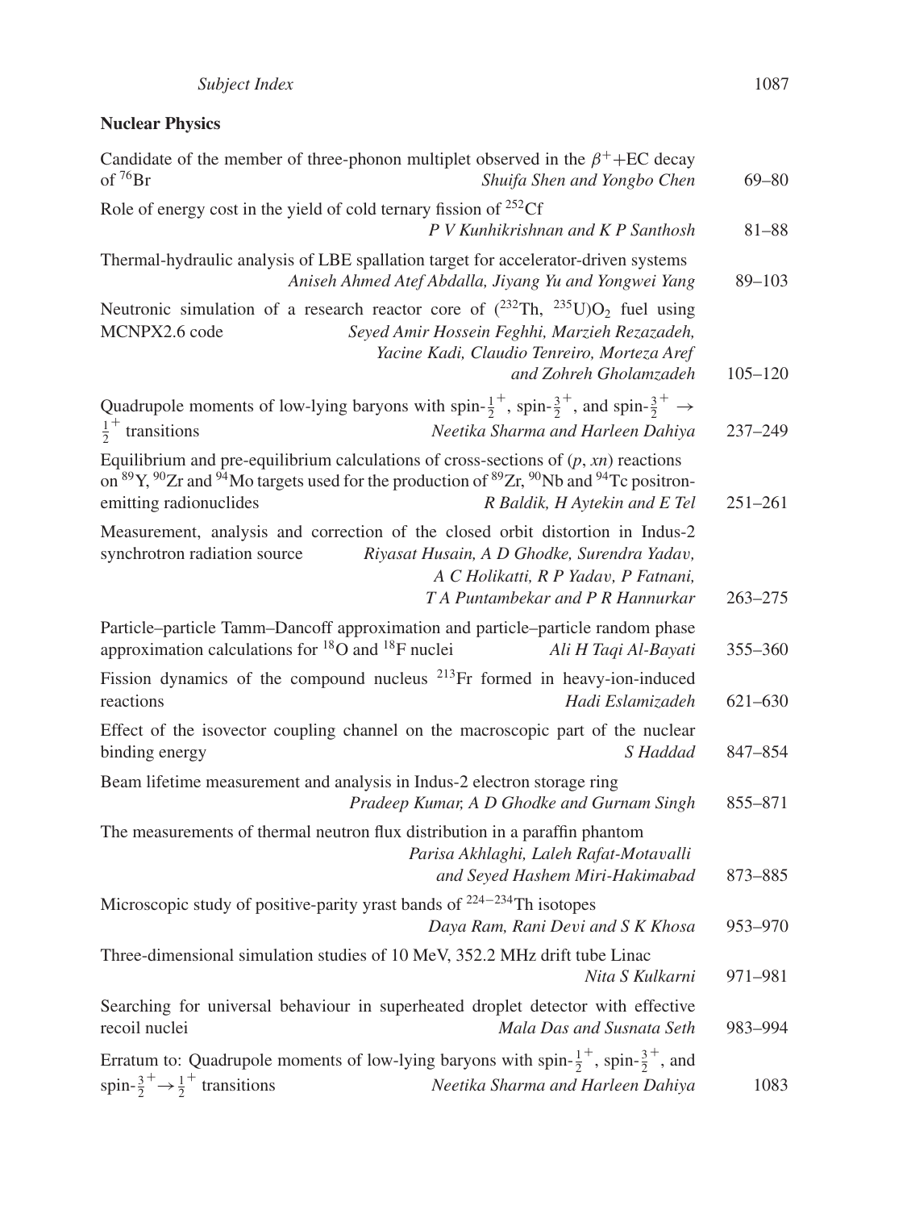## Nuclear Physics

Candidate of the member of three-phonon multiplet observed in the $\beta^{+}$+EC decay of $^{76}$Br *Shuifa Shen and Yongbo Chen* 69–80

Role of energy cost in the yield of cold ternary fission of $^{252}$Cf *P V Kunhikrishnan and K P Santhosh* 81–88

Thermal-hydraulic analysis of LBE spallation target for accelerator-driven systems *Aniseh Ahmed Atef Abdalla, Jiyang Yu and Yongwei Yang* 89–103

Neutronic simulation of a research reactor core of ($^{232}$Th, $^{235}$U)$O_2$ fuel using MCNPX2.6 code *Seyed Amir Hossein Feghhi, Marzieh Rezazadeh, Yacine Kadi, Claudio Tenreiro, Morteza Aref and Zohreh Gholamzadeh* 105–120

Quadrupole moments of low-lying baryons with spin-$\frac{1}{2}^{+}$, spin-$\frac{3}{2}^{+}$, and spin-$\frac{3}{2}^{+} \rightarrow \frac{1}{2}^{+}$ transitions *Neetika Sharma and Harleen Dahiya* 237–249

Equilibrium and pre-equilibrium calculations of cross-sections of ($p$, $xn$) reactions on $^{89}$Y, $^{90}$Zr and $^{94}$Mo targets used for the production of $^{89}$Zr, $^{90}$Nb and $^{94}$Tc positron-emitting radionuclides *R Baldik, H Aytekin and E Tel* 251–261

Measurement, analysis and correction of the closed orbit distortion in Indus-2 synchrotron radiation source *Riyasat Husain, A D Ghodke, Surendra Yadav, A C Holikatti, R P Yadav, P Fatnani, T A Puntambekar and P R Hannurkar* 263–275

Particle–particle Tamm–Dancoff approximation and particle–particle random phase approximation calculations for $^{18}$O and $^{18}$F nuclei *Ali H Taqi Al-Bayati* 355–360

Fission dynamics of the compound nucleus $^{213}$Fr formed in heavy-ion-induced reactions *Hadi Eslamizadeh* 621–630

Effect of the isovector coupling channel on the macroscopic part of the nuclear binding energy *S Haddad* 847–854

Beam lifetime measurement and analysis in Indus-2 electron storage ring *Pradeep Kumar, A D Ghodke and Gurnam Singh* 855–871

The measurements of thermal neutron flux distribution in a paraffin phantom *Parisa Akhlaghi, Laleh Rafat-Motavalli and Seyed Hashem Miri-Hakimabad* 873–885

Microscopic study of positive-parity yrast bands of $^{224-234}$Th isotopes *Daya Ram, Rani Devi and S K Khosa* 953–970

Three-dimensional simulation studies of 10 MeV, 352.2 MHz drift tube Linac *Nita S Kulkarni* 971–981

Searching for universal behaviour in superheated droplet detector with effective recoil nuclei *Mala Das and Susnata Seth* 983–994

Erratum to: Quadrupole moments of low-lying baryons with spin-$\frac{1}{2}^{+}$, spin-$\frac{3}{2}^{+}$, and spin-$\frac{3}{2}^{+} \rightarrow \frac{1}{2}^{+}$ transitions *Neetika Sharma and Harleen Dahiya* 1083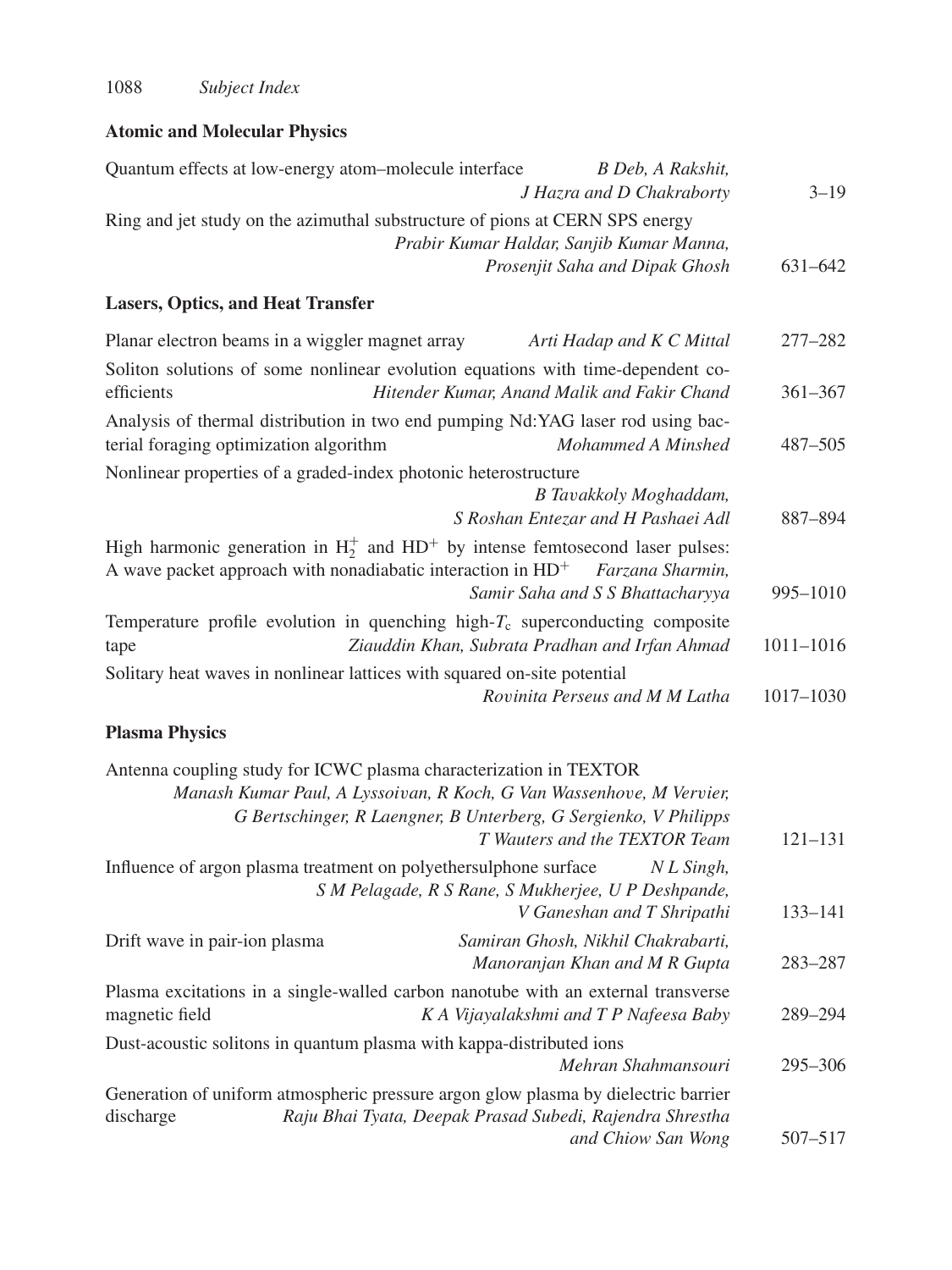## Atomic and Molecular Physics

Quantum effects at low-energy atom–molecule interface *B Deb, A Rakshit, J Hazra and D Chakraborty* 3–19

Ring and jet study on the azimuthal substructure of pions at CERN SPS energy *Prabir Kumar Haldar, Sanjib Kumar Manna, Prosenjit Saha and Dipak Ghosh* 631–642

## Lasers, Optics, and Heat Transfer

Planar electron beams in a wiggler magnet array *Arti Hadap and K C Mittal* 277–282

Soliton solutions of some nonlinear evolution equations with time-dependent coefficients *Hitender Kumar, Anand Malik and Fakir Chand* 361–367

Analysis of thermal distribution in two end pumping Nd:YAG laser rod using bacterial foraging optimization algorithm *Mohammed A Minshed* 487–505

Nonlinear properties of a graded-index photonic heterostructure *B Tavakkoly Moghaddam, S Roshan Entezar and H Pashaei Adl* 887–894

High harmonic generation in $H_2^+$ and $HD^+$ by intense femtosecond laser pulses: A wave packet approach with nonadiabatic interaction in $HD^+$ *Farzana Sharmin, Samir Saha and S S Bhattacharyya* 995–1010

Temperature profile evolution in quenching high-$T_c$ superconducting composite tape *Ziauddin Khan, Subrata Pradhan and Irfan Ahmad* 1011–1016

Solitary heat waves in nonlinear lattices with squared on-site potential *Rovinita Perseus and M M Latha* 1017–1030

## Plasma Physics

Antenna coupling study for ICWC plasma characterization in TEXTOR *Manash Kumar Paul, A Lyssoivan, R Koch, G Van Wassenhove, M Vervier, G Bertschinger, R Laengner, B Unterberg, G Sergienko, V Philipps T Wauters and the TEXTOR Team* 121–131

Influence of argon plasma treatment on polyethersulphone surface *N L Singh, S M Pelagade, R S Rane, S Mukherjee, U P Deshpande, V Ganeshan and T Shripathi* 133–141

Drift wave in pair-ion plasma *Samiran Ghosh, Nikhil Chakrabarti, Manoranjan Khan and M R Gupta* 283–287

Plasma excitations in a single-walled carbon nanotube with an external transverse magnetic field *K A Vijayalakshmi and T P Nafeesa Baby* 289–294

Dust-acoustic solitons in quantum plasma with kappa-distributed ions *Mehran Shahmansouri* 295–306

Generation of uniform atmospheric pressure argon glow plasma by dielectric barrier discharge *Raju Bhai Tyata, Deepak Prasad Subedi, Rajendra Shrestha and Chiow San Wong* 507–517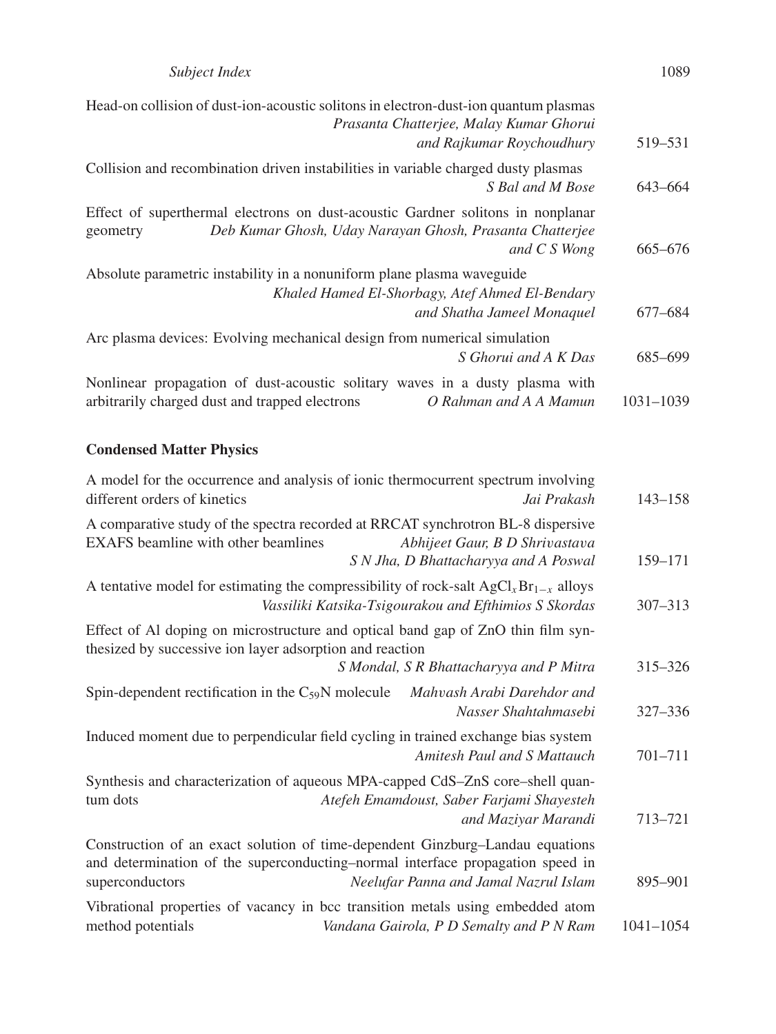Head-on collision of dust-ion-acoustic solitons in electron-dust-ion quantum plasmas *Prasanta Chatterjee, Malay Kumar Ghorui and Rajkumar Roychoudhury* 519–531

Collision and recombination driven instabilities in variable charged dusty plasmas *S Bal and M Bose* 643–664

Effect of superthermal electrons on dust-acoustic Gardner solitons in nonplanar geometry *Deb Kumar Ghosh, Uday Narayan Ghosh, Prasanta Chatterjee and C S Wong* 665–676

Absolute parametric instability in a nonuniform plane plasma waveguide *Khaled Hamed El-Shorbagy, Atef Ahmed El-Bendary and Shatha Jameel Monaquel* 677–684

Arc plasma devices: Evolving mechanical design from numerical simulation *S Ghorui and A K Das* 685–699

Nonlinear propagation of dust-acoustic solitary waves in a dusty plasma with arbitrarily charged dust and trapped electrons *O Rahman and A A Mamun* 1031–1039

**Condensed Matter Physics**

A model for the occurrence and analysis of ionic thermocurrent spectrum involving different orders of kinetics *Jai Prakash* 143–158

A comparative study of the spectra recorded at RRCAT synchrotron BL-8 dispersive EXAFS beamline with other beamlines *Abhijeet Gaur, B D Shrivastava S N Jha, D Bhattacharyya and A Poswal* 159–171

A tentative model for estimating the compressibility of rock-salt $AgCl_xBr_{1-x}$ alloys *Vassiliki Katsika-Tsigourakou and Efthimios S Skordas* 307–313

Effect of Al doping on microstructure and optical band gap of ZnO thin film synthesized by successive ion layer adsorption and reaction *S Mondal, S R Bhattacharyya and P Mitra* 315–326

Spin-dependent rectification in the $C_{59}N$ molecule *Mahvash Arabi Darehdor and Nasser Shahtahmasebi* 327–336

Induced moment due to perpendicular field cycling in trained exchange bias system *Amitesh Paul and S Mattauch* 701–711

Synthesis and characterization of aqueous MPA-capped CdS–ZnS core–shell quantum dots *Atefeh Emamdoust, Saber Farjami Shayesteh and Maziyar Marandi* 713–721

Construction of an exact solution of time-dependent Ginzburg–Landau equations and determination of the superconducting–normal interface propagation speed in superconductors *Neelufar Panna and Jamal Nazrul Islam* 895–901

Vibrational properties of vacancy in bcc transition metals using embedded atom method potentials *Vandana Gairola, P D Semalty and P N Ram* 1041–1054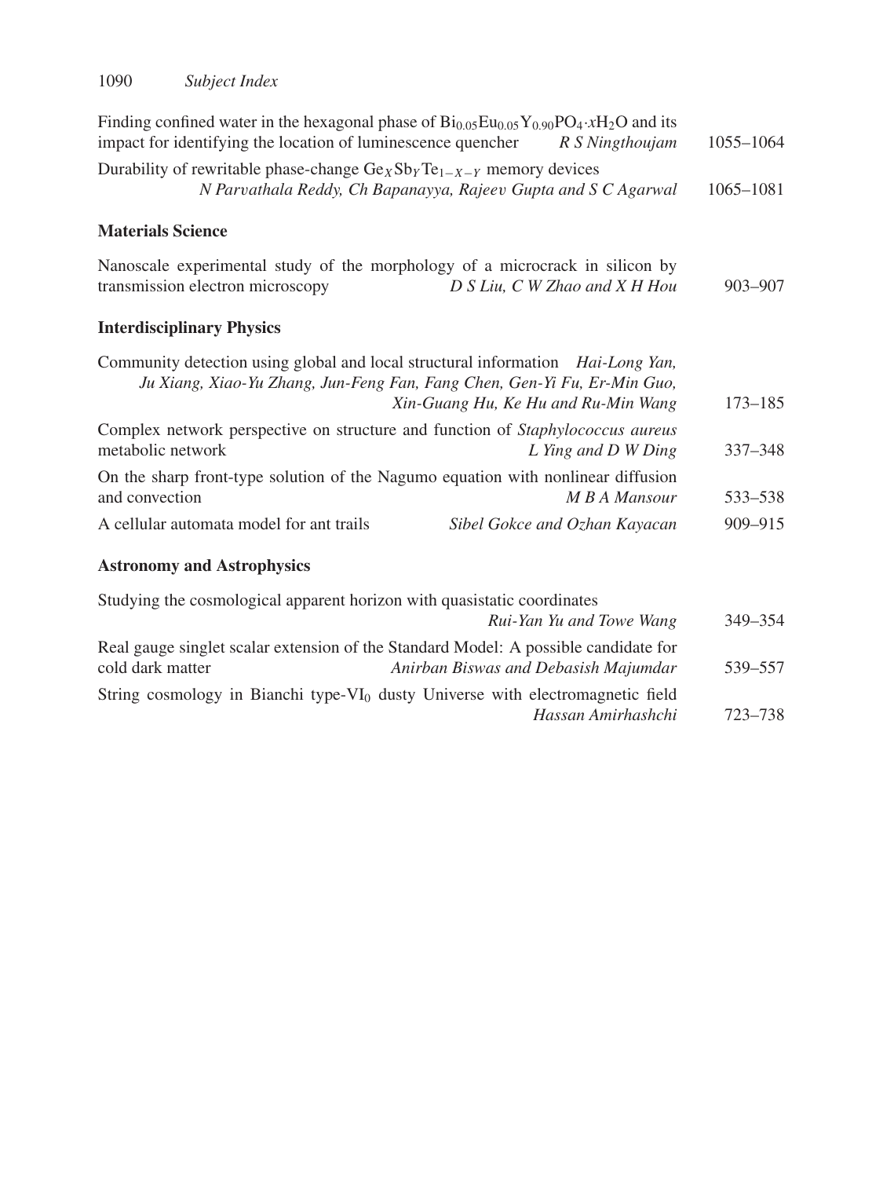Finding confined water in the hexagonal phase of $Bi_{0.05}Eu_{0.05}Y_{0.90}PO_4{\cdot}xH_2O$ and its impact for identifying the location of luminescence quencher *R S Ningthoujam* 1055–1064

Durability of rewritable phase-change $Ge_XSb_YTe_{1-X-Y}$ memory devices *N Parvathala Reddy, Ch Bapanayya, Rajeev Gupta and S C Agarwal* 1065–1081

## Materials Science

Nanoscale experimental study of the morphology of a microcrack in silicon by transmission electron microscopy *D S Liu, C W Zhao and X H Hou* 903–907

## Interdisciplinary Physics

Community detection using global and local structural information *Hai-Long Yan, Ju Xiang, Xiao-Yu Zhang, Jun-Feng Fan, Fang Chen, Gen-Yi Fu, Er-Min Guo, Xin-Guang Hu, Ke Hu and Ru-Min Wang* 173–185

Complex network perspective on structure and function of *Staphylococcus aureus* metabolic network *L Ying and D W Ding* 337–348

On the sharp front-type solution of the Nagumo equation with nonlinear diffusion and convection *M B A Mansour* 533–538

A cellular automata model for ant trails *Sibel Gokce and Ozhan Kayacan* 909–915

## Astronomy and Astrophysics

Studying the cosmological apparent horizon with quasistatic coordinates *Rui-Yan Yu and Towe Wang* 349–354

Real gauge singlet scalar extension of the Standard Model: A possible candidate for cold dark matter *Anirban Biswas and Debasish Majumdar* 539–557

String cosmology in Bianchi type-$VI_0$ dusty Universe with electromagnetic field *Hassan Amirhashchi* 723–738